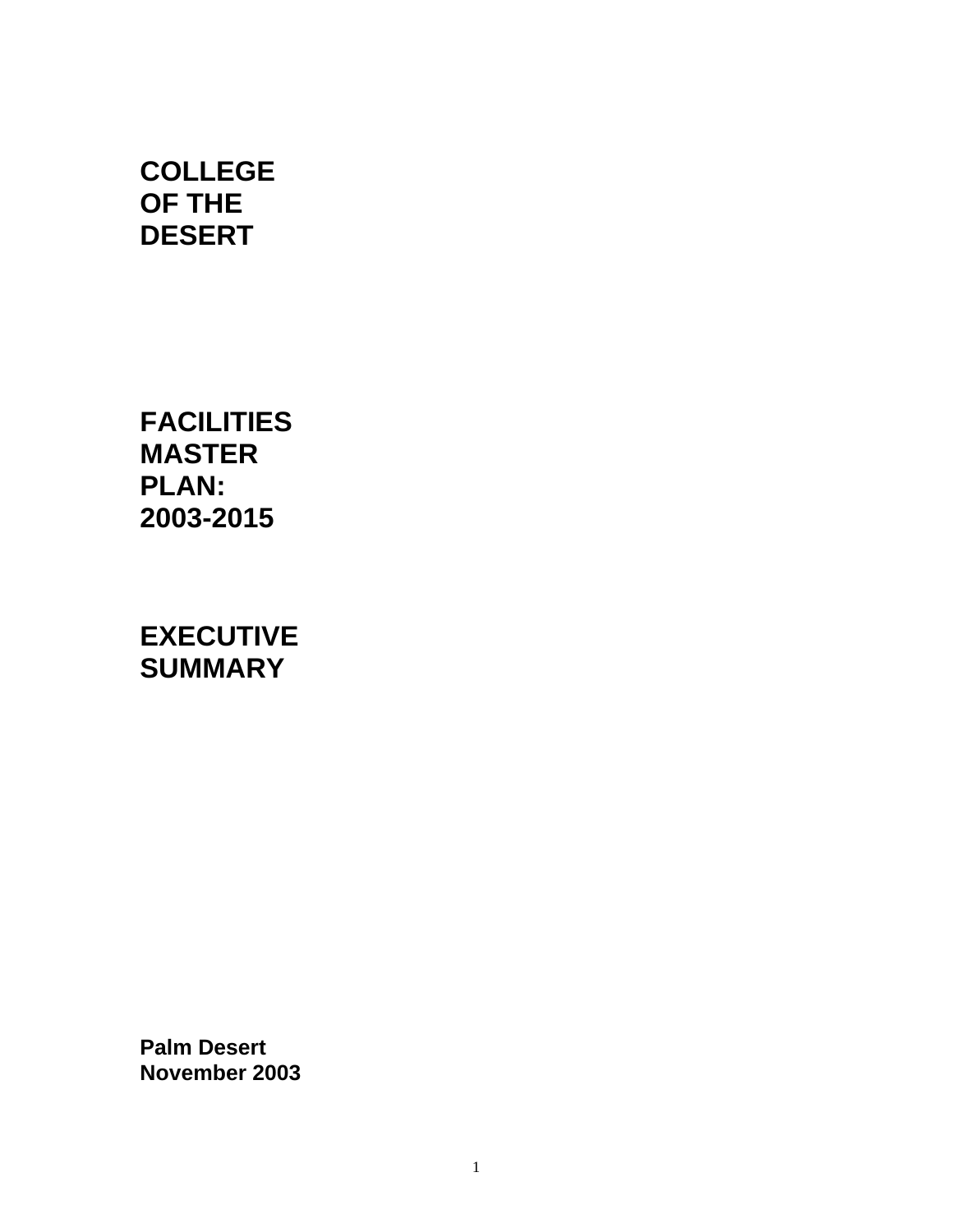# COLLEGE OF THE DESERT

# FACILITIES MASTER PLAN: 2003-2015

# EXECUTIVE SUMMARY

**Palm Desert**
**November 2003**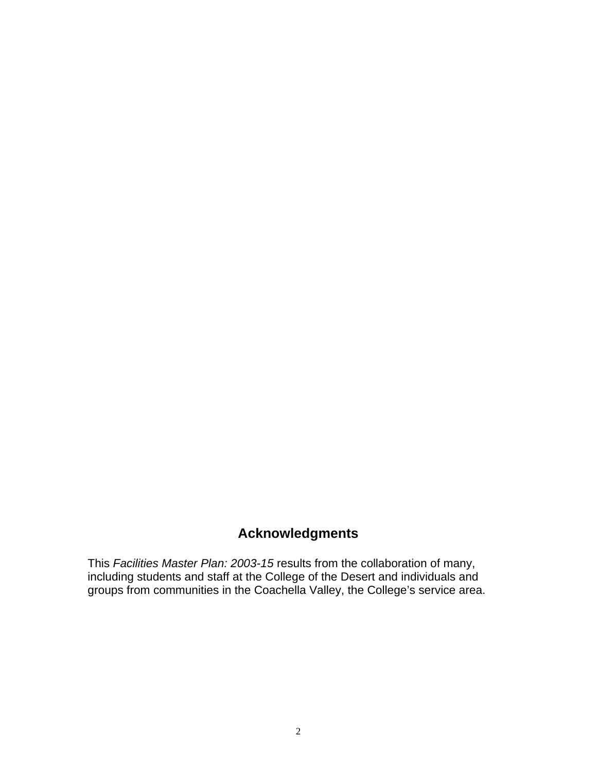# Acknowledgments

This *Facilities Master Plan: 2003-15* results from the collaboration of many, including students and staff at the College of the Desert and individuals and groups from communities in the Coachella Valley, the College's service area.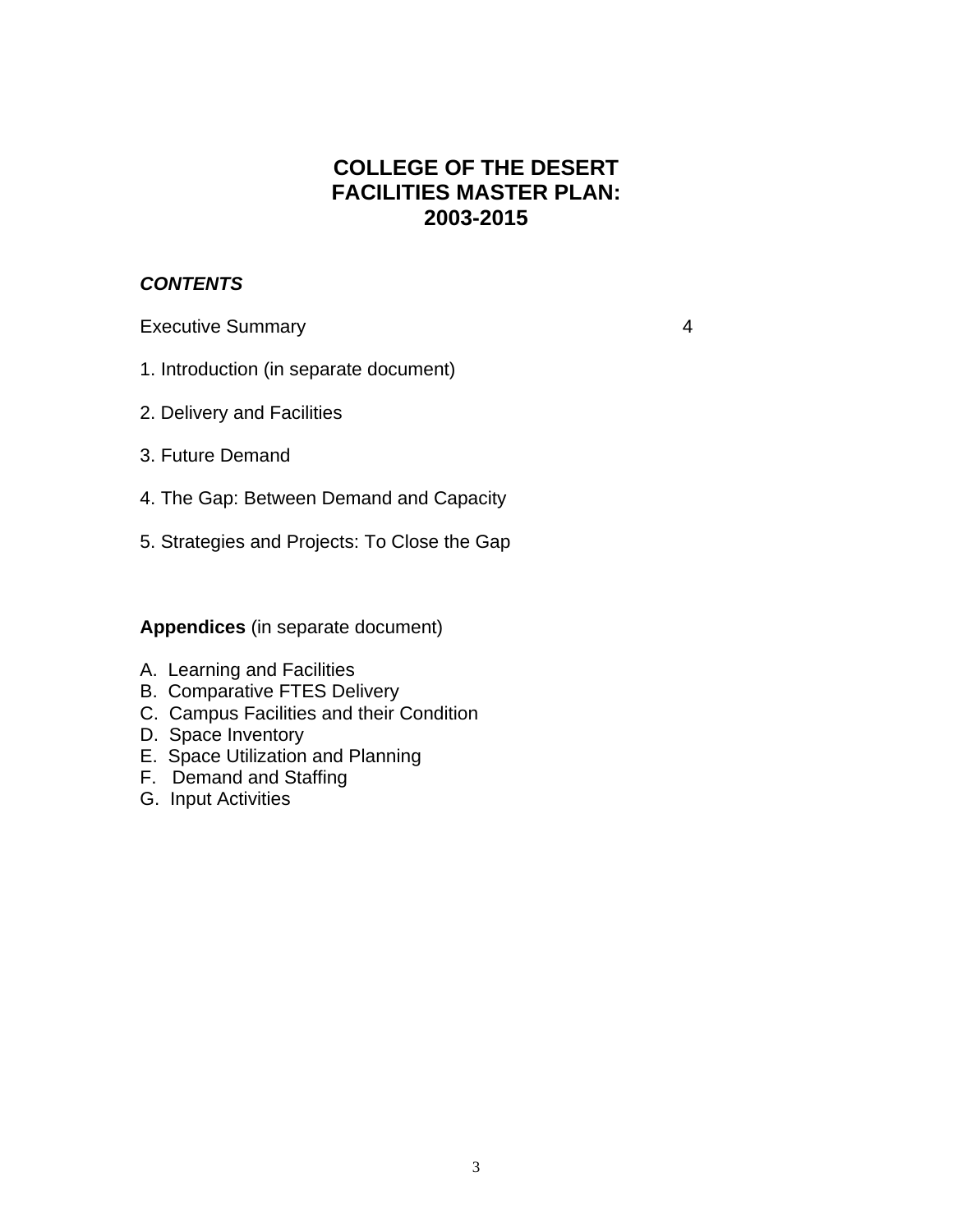# COLLEGE OF THE DESERT
# FACILITIES MASTER PLAN:
# 2003-2015

***CONTENTS***

Executive Summary 4

1. Introduction (in separate document)

2. Delivery and Facilities

3. Future Demand

4. The Gap: Between Demand and Capacity

5. Strategies and Projects: To Close the Gap

**Appendices** (in separate document)

A. Learning and Facilities
B. Comparative FTES Delivery
C. Campus Facilities and their Condition
D. Space Inventory
E. Space Utilization and Planning
F. Demand and Staffing
G. Input Activities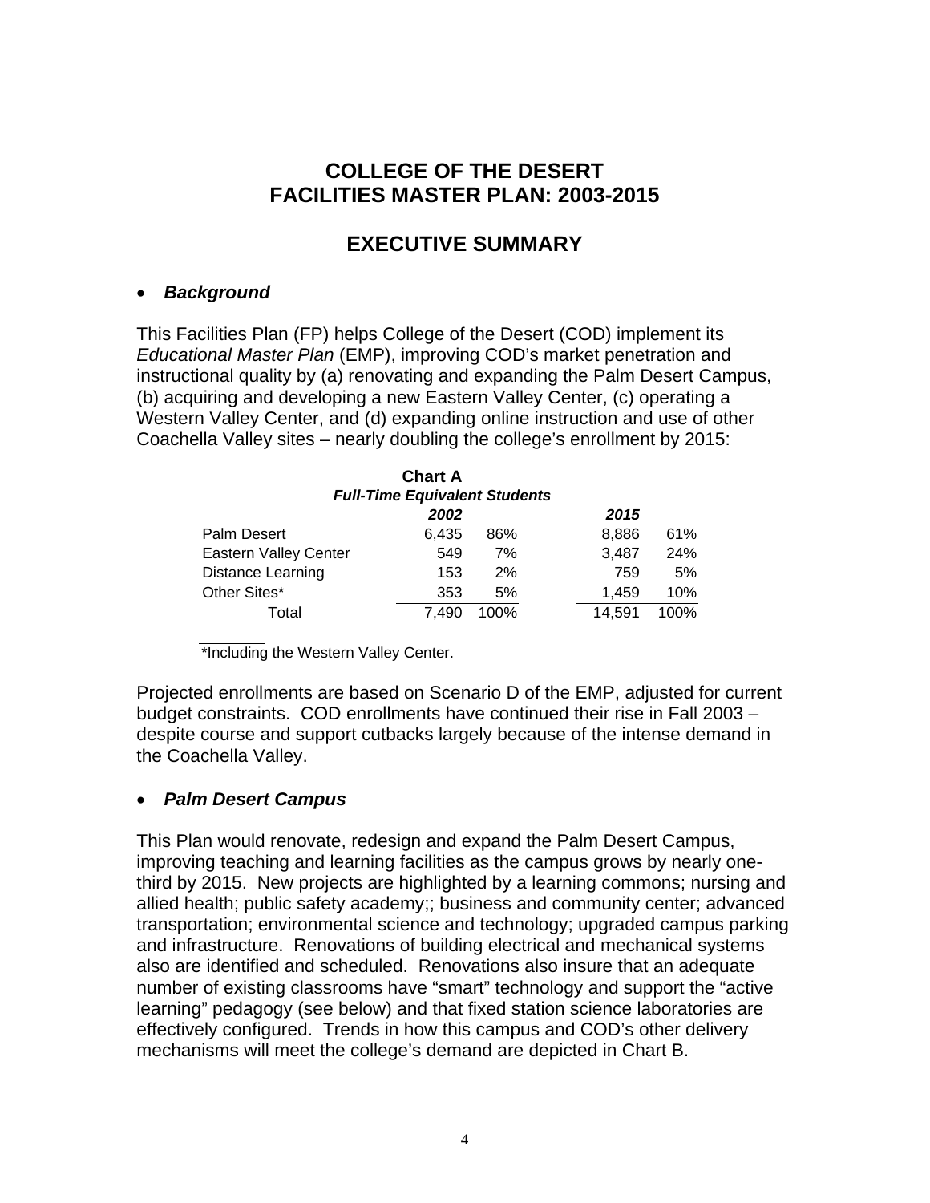# COLLEGE OF THE DESERT
# FACILITIES MASTER PLAN: 2003-2015

## EXECUTIVE SUMMARY

- ***Background***

This Facilities Plan (FP) helps College of the Desert (COD) implement its *Educational Master Plan* (EMP), improving COD's market penetration and instructional quality by (a) renovating and expanding the Palm Desert Campus, (b) acquiring and developing a new Eastern Valley Center, (c) operating a Western Valley Center, and (d) expanding online instruction and use of other Coachella Valley sites – nearly doubling the college's enrollment by 2015:

**Chart A**
***Full-Time Equivalent Students***

| | *2002* | | *2015* | |
|---|---|---|---|---|
| Palm Desert | 6,435 | 86% | 8,886 | 61% |
| Eastern Valley Center | 549 | 7% | 3,487 | 24% |
| Distance Learning | 153 | 2% | 759 | 5% |
| Other Sites* | 353 | 5% | 1,459 | 10% |
| Total | 7,490 | 100% | 14,591 | 100% |

*Including the Western Valley Center.

Projected enrollments are based on Scenario D of the EMP, adjusted for current budget constraints. COD enrollments have continued their rise in Fall 2003 – despite course and support cutbacks largely because of the intense demand in the Coachella Valley.

- ***Palm Desert Campus***

This Plan would renovate, redesign and expand the Palm Desert Campus, improving teaching and learning facilities as the campus grows by nearly one-third by 2015. New projects are highlighted by a learning commons; nursing and allied health; public safety academy;; business and community center; advanced transportation; environmental science and technology; upgraded campus parking and infrastructure. Renovations of building electrical and mechanical systems also are identified and scheduled. Renovations also insure that an adequate number of existing classrooms have "smart" technology and support the "active learning" pedagogy (see below) and that fixed station science laboratories are effectively configured. Trends in how this campus and COD's other delivery mechanisms will meet the college's demand are depicted in Chart B.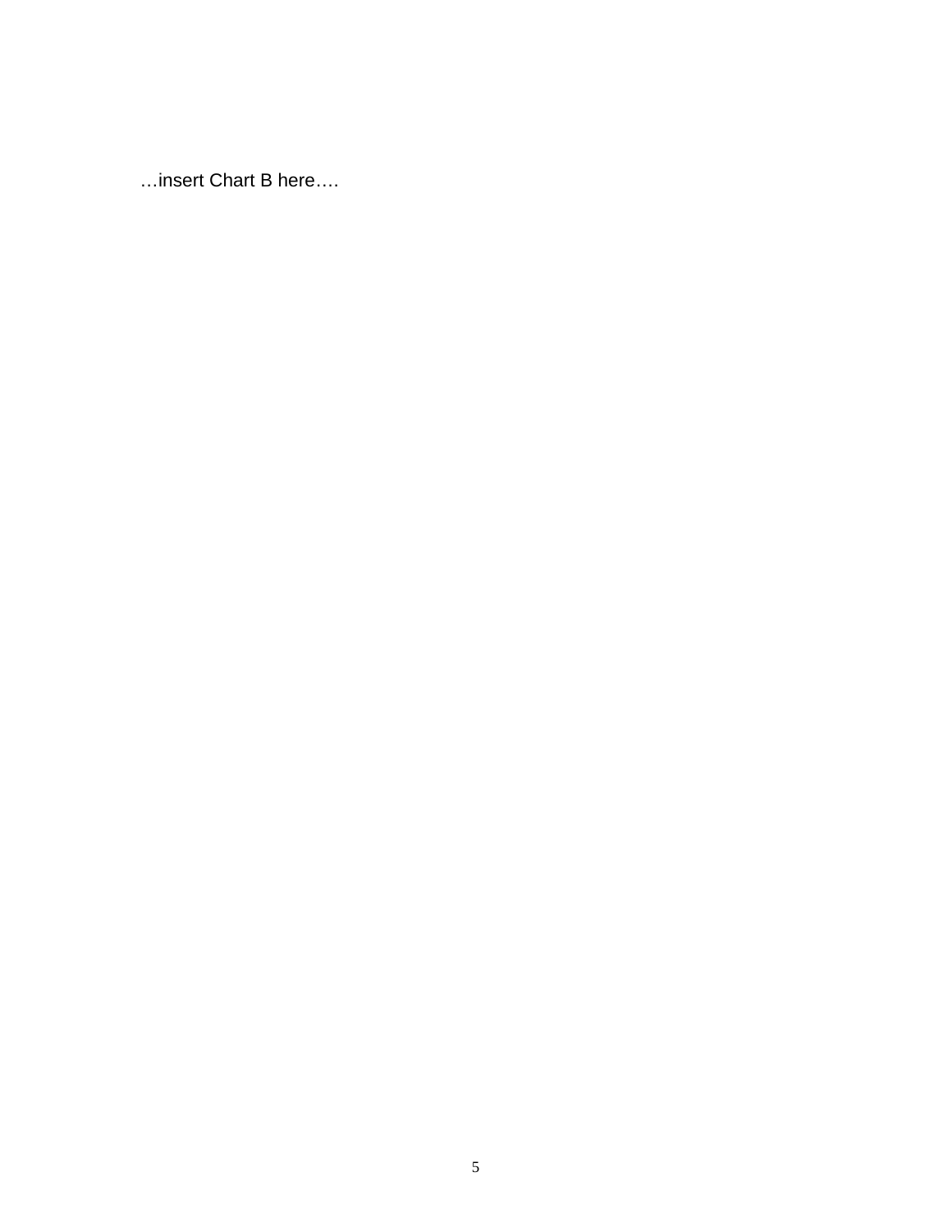…insert Chart B here….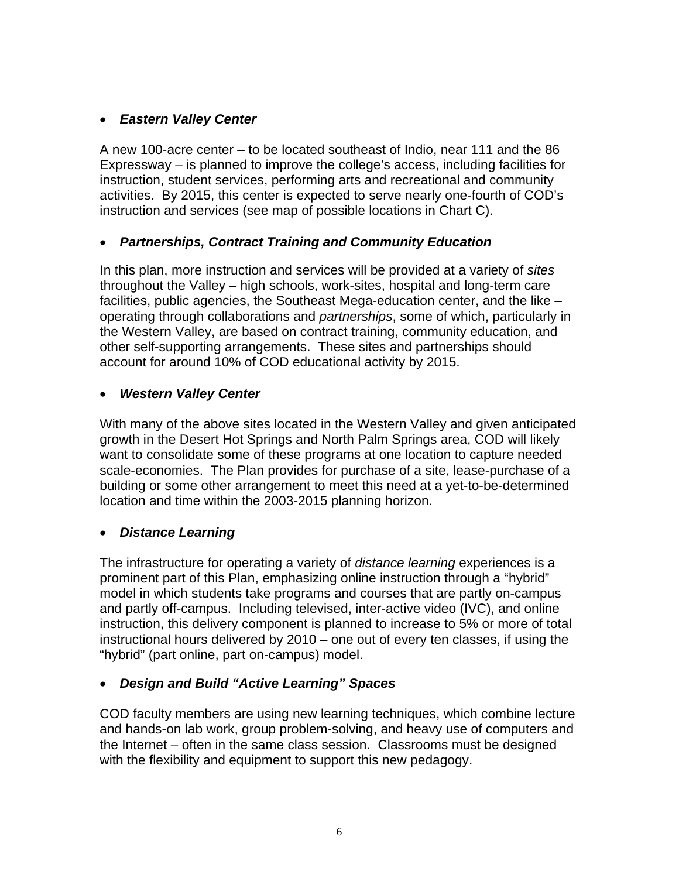- ***Eastern Valley Center***

A new 100-acre center – to be located southeast of Indio, near 111 and the 86 Expressway – is planned to improve the college's access, including facilities for instruction, student services, performing arts and recreational and community activities. By 2015, this center is expected to serve nearly one-fourth of COD's instruction and services (see map of possible locations in Chart C).

- ***Partnerships, Contract Training and Community Education***

In this plan, more instruction and services will be provided at a variety of *sites* throughout the Valley – high schools, work-sites, hospital and long-term care facilities, public agencies, the Southeast Mega-education center, and the like – operating through collaborations and *partnerships*, some of which, particularly in the Western Valley, are based on contract training, community education, and other self-supporting arrangements. These sites and partnerships should account for around 10% of COD educational activity by 2015.

- ***Western Valley Center***

With many of the above sites located in the Western Valley and given anticipated growth in the Desert Hot Springs and North Palm Springs area, COD will likely want to consolidate some of these programs at one location to capture needed scale-economies. The Plan provides for purchase of a site, lease-purchase of a building or some other arrangement to meet this need at a yet-to-be-determined location and time within the 2003-2015 planning horizon.

- ***Distance Learning***

The infrastructure for operating a variety of *distance learning* experiences is a prominent part of this Plan, emphasizing online instruction through a "hybrid" model in which students take programs and courses that are partly on-campus and partly off-campus. Including televised, inter-active video (IVC), and online instruction, this delivery component is planned to increase to 5% or more of total instructional hours delivered by 2010 – one out of every ten classes, if using the "hybrid" (part online, part on-campus) model.

- ***Design and Build "Active Learning" Spaces***

COD faculty members are using new learning techniques, which combine lecture and hands-on lab work, group problem-solving, and heavy use of computers and the Internet – often in the same class session. Classrooms must be designed with the flexibility and equipment to support this new pedagogy.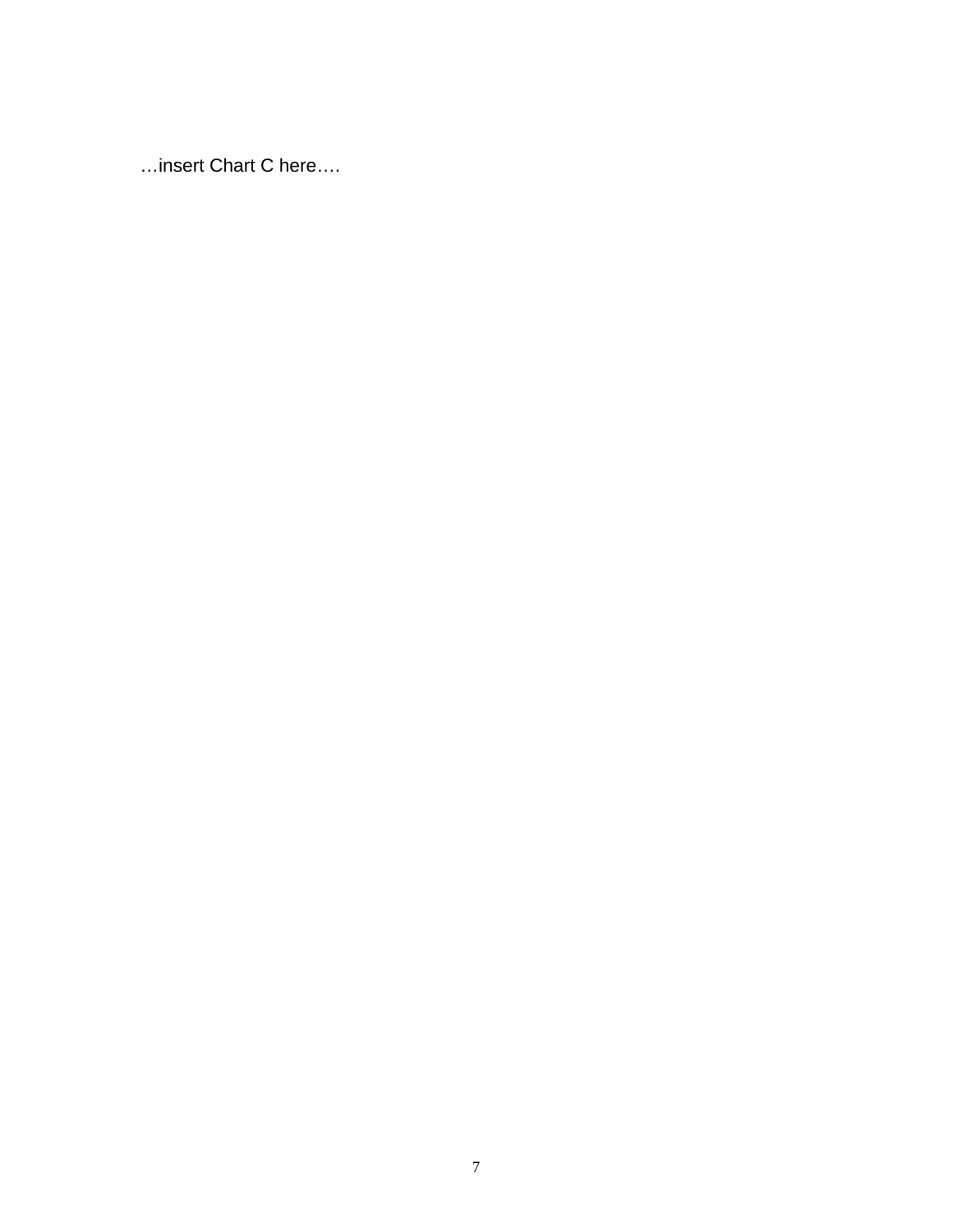…insert Chart C here….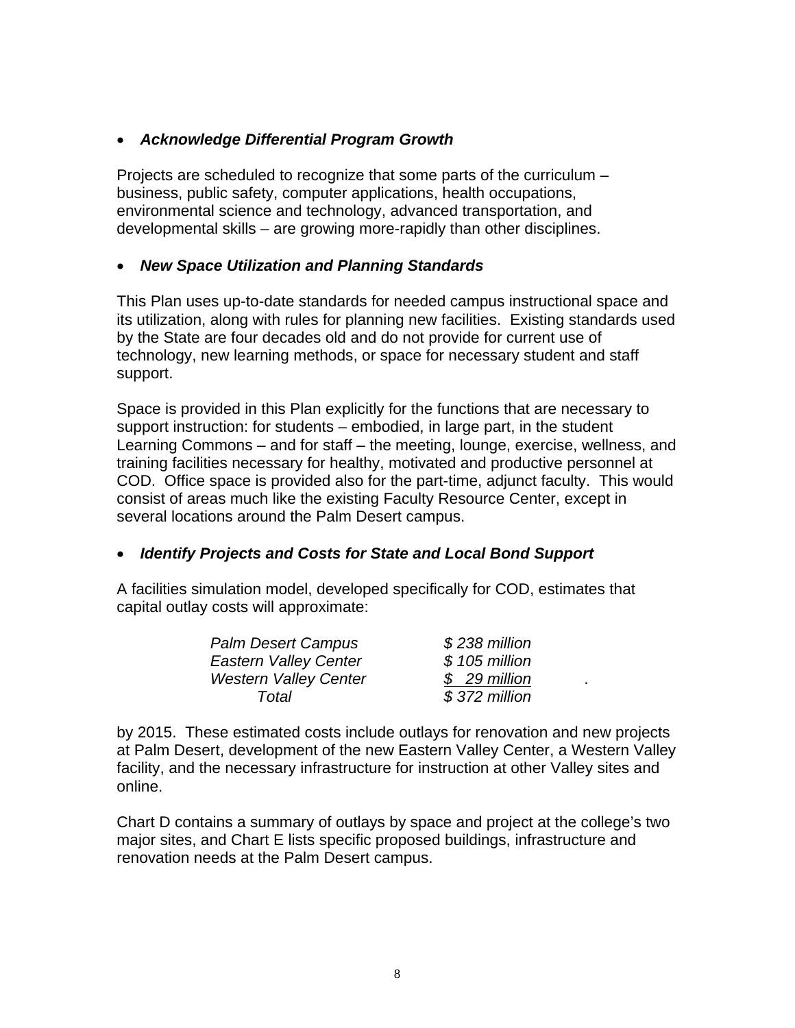- ***Acknowledge Differential Program Growth***

Projects are scheduled to recognize that some parts of the curriculum – business, public safety, computer applications, health occupations, environmental science and technology, advanced transportation, and developmental skills – are growing more-rapidly than other disciplines.

- ***New Space Utilization and Planning Standards***

This Plan uses up-to-date standards for needed campus instructional space and its utilization, along with rules for planning new facilities. Existing standards used by the State are four decades old and do not provide for current use of technology, new learning methods, or space for necessary student and staff support.

Space is provided in this Plan explicitly for the functions that are necessary to support instruction: for students – embodied, in large part, in the student Learning Commons – and for staff – the meeting, lounge, exercise, wellness, and training facilities necessary for healthy, motivated and productive personnel at COD. Office space is provided also for the part-time, adjunct faculty. This would consist of areas much like the existing Faculty Resource Center, except in several locations around the Palm Desert campus.

- ***Identify Projects and Costs for State and Local Bond Support***

A facilities simulation model, developed specifically for COD, estimates that capital outlay costs will approximate:

| | |
|---|---|
| *Palm Desert Campus* | *$ 238 million* |
| *Eastern Valley Center* | *$ 105 million* |
| *Western Valley Center* | *$ 29 million* |
| *Total* | *$ 372 million* |

by 2015. These estimated costs include outlays for renovation and new projects at Palm Desert, development of the new Eastern Valley Center, a Western Valley facility, and the necessary infrastructure for instruction at other Valley sites and online.

Chart D contains a summary of outlays by space and project at the college's two major sites, and Chart E lists specific proposed buildings, infrastructure and renovation needs at the Palm Desert campus.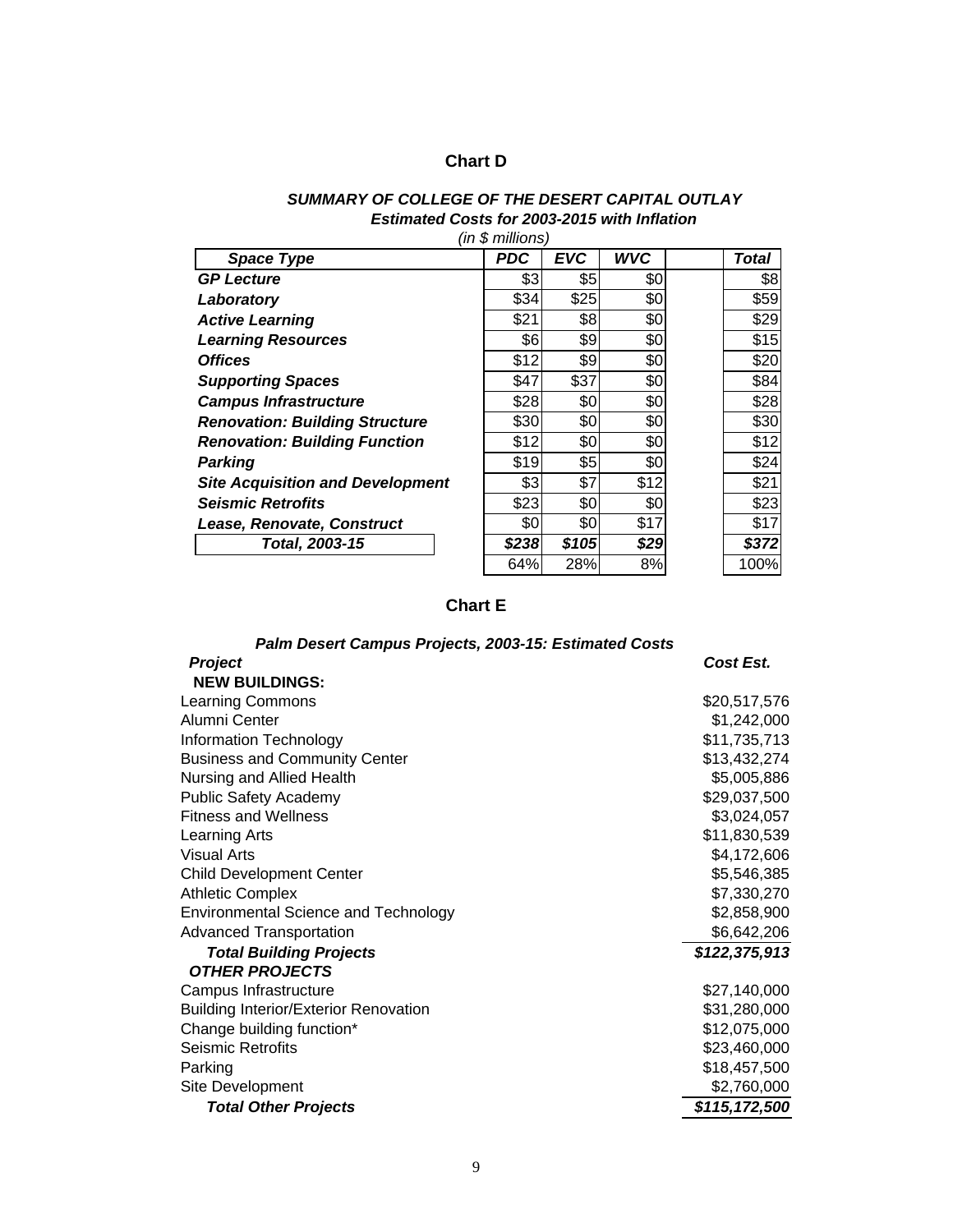## Chart D

***SUMMARY OF COLLEGE OF THE DESERT CAPITAL OUTLAY***
***Estimated Costs for 2003-2015 with Inflation***
*(in $ millions)*

| *Space Type* | *PDC* | *EVC* | *WVC* | *Total* |
|---|---|---|---|---|
| ***GP Lecture*** | $3 | $5 | $0 | $8 |
| ***Laboratory*** | $34 | $25 | $0 | $59 |
| ***Active Learning*** | $21 | $8 | $0 | $29 |
| ***Learning Resources*** | $6 | $9 | $0 | $15 |
| ***Offices*** | $12 | $9 | $0 | $20 |
| ***Supporting Spaces*** | $47 | $37 | $0 | $84 |
| ***Campus Infrastructure*** | $28 | $0 | $0 | $28 |
| ***Renovation: Building Structure*** | $30 | $0 | $0 | $30 |
| ***Renovation: Building Function*** | $12 | $0 | $0 | $12 |
| ***Parking*** | $19 | $5 | $0 | $24 |
| ***Site Acquisition and Development*** | $3 | $7 | $12 | $21 |
| ***Seismic Retrofits*** | $23 | $0 | $0 | $23 |
| ***Lease, Renovate, Construct*** | $0 | $0 | $17 | $17 |
| ***Total, 2003-15*** | ***$238*** | ***$105*** | ***$29*** | ***$372*** |
| | 64% | 28% | 8% | 100% |

## Chart E

***Palm Desert Campus Projects, 2003-15: Estimated Costs***

| *Project* | *Cost Est.* |
|---|---|
| **NEW BUILDINGS:** | |
| Learning Commons | $20,517,576 |
| Alumni Center | $1,242,000 |
| Information Technology | $11,735,713 |
| Business and Community Center | $13,432,274 |
| Nursing and Allied Health | $5,005,886 |
| Public Safety Academy | $29,037,500 |
| Fitness and Wellness | $3,024,057 |
| Learning Arts | $11,830,539 |
| Visual Arts | $4,172,606 |
| Child Development Center | $5,546,385 |
| Athletic Complex | $7,330,270 |
| Environmental Science and Technology | $2,858,900 |
| Advanced Transportation | $6,642,206 |
| ***Total Building Projects*** | ***$122,375,913*** |
| ***OTHER PROJECTS*** | |
| Campus Infrastructure | $27,140,000 |
| Building Interior/Exterior Renovation | $31,280,000 |
| Change building function* | $12,075,000 |
| Seismic Retrofits | $23,460,000 |
| Parking | $18,457,500 |
| Site Development | $2,760,000 |
| ***Total Other Projects*** | ***$115,172,500*** |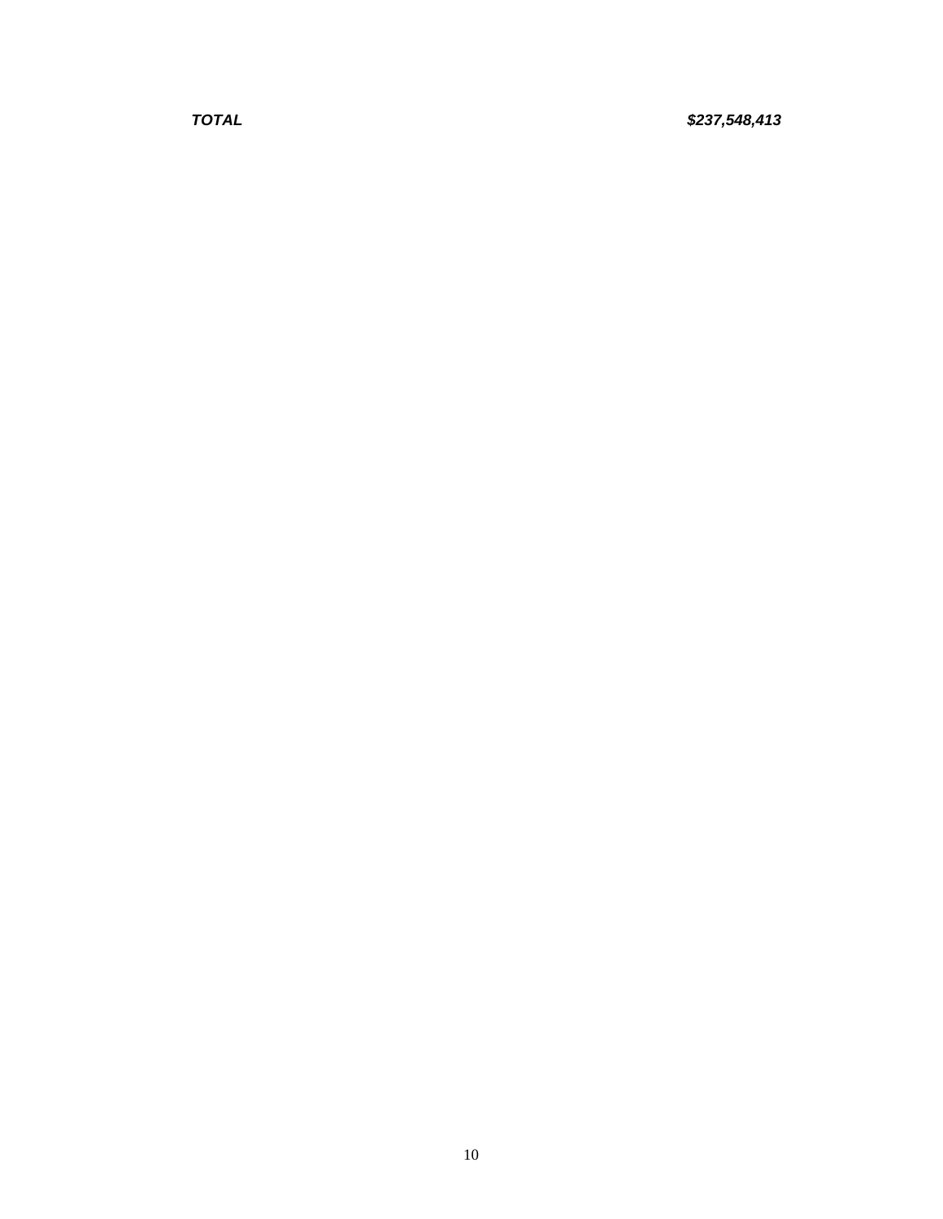| | |
|---|---|
| ***TOTAL*** | ***$237,548,413*** |